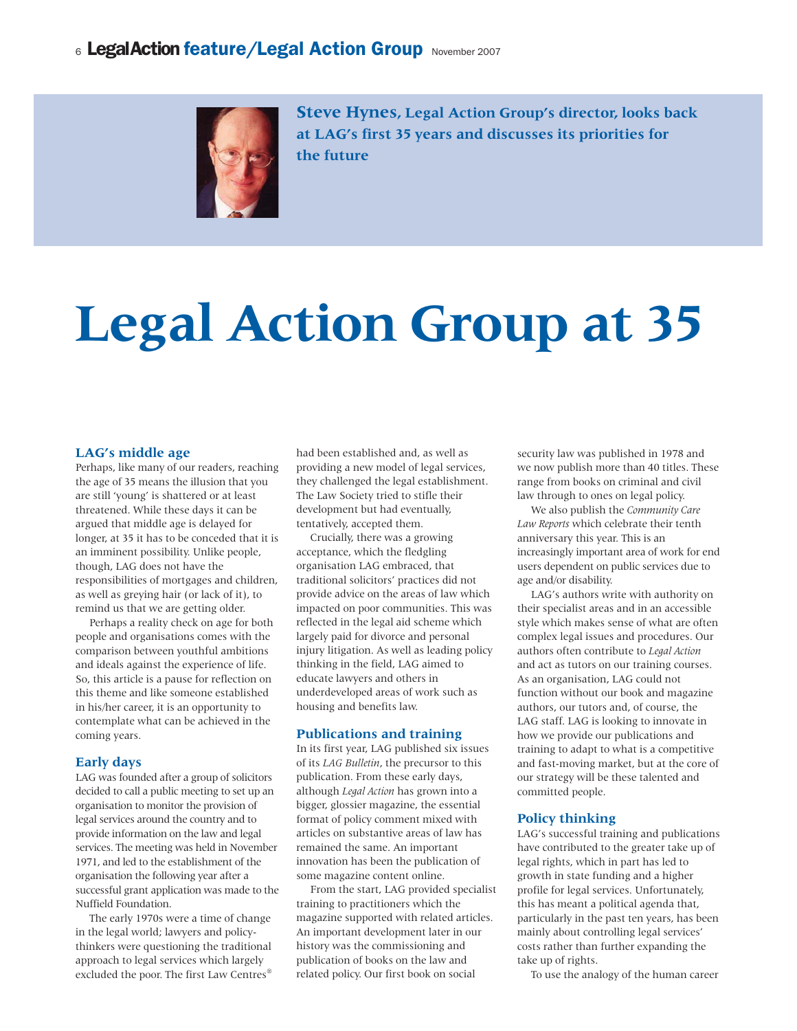**Steve Hynes, Legal Action Group's director, looks back at LAG's first 35 years and discusses its priorities for the future**

# Legal Action Group at 35

## LAG's middle age

Perhaps, like many of our readers, reaching the age of 35 means the illusion that you are still 'young' is shattered or at least threatened. While these days it can be argued that middle age is delayed for longer, at 35 it has to be conceded that it is an imminent possibility. Unlike people, though, LAG does not have the responsibilities of mortgages and children, as well as greying hair (or lack of it), to remind us that we are getting older.

Perhaps a reality check on age for both people and organisations comes with the comparison between youthful ambitions and ideals against the experience of life. So, this article is a pause for reflection on this theme and like someone established in his/her career, it is an opportunity to contemplate what can be achieved in the coming years.

## Early days

LAG was founded after a group of solicitors decided to call a public meeting to set up an organisation to monitor the provision of legal services around the country and to provide information on the law and legal services. The meeting was held in November 1971, and led to the establishment of the organisation the following year after a successful grant application was made to the Nuffield Foundation.

The early 1970s were a time of change in the legal world; lawyers and policy-thinkers were questioning the traditional approach to legal services which largely excluded the poor. The first Law Centres® had been established and, as well as providing a new model of legal services, they challenged the legal establishment. The Law Society tried to stifle their development but had eventually, tentatively, accepted them.

Crucially, there was a growing acceptance, which the fledgling organisation LAG embraced, that traditional solicitors' practices did not provide advice on the areas of law which impacted on poor communities. This was reflected in the legal aid scheme which largely paid for divorce and personal injury litigation. As well as leading policy thinking in the field, LAG aimed to educate lawyers and others in underdeveloped areas of work such as housing and benefits law.

## Publications and training

In its first year, LAG published six issues of its *LAG Bulletin*, the precursor to this publication. From these early days, although *Legal Action* has grown into a bigger, glossier magazine, the essential format of policy comment mixed with articles on substantive areas of law has remained the same. An important innovation has been the publication of some magazine content online.

From the start, LAG provided specialist training to practitioners which the magazine supported with related articles. An important development later in our history was the commissioning and publication of books on the law and related policy. Our first book on social security law was published in 1978 and we now publish more than 40 titles. These range from books on criminal and civil law through to ones on legal policy.

We also publish the *Community Care Law Reports* which celebrate their tenth anniversary this year. This is an increasingly important area of work for end users dependent on public services due to age and/or disability.

LAG's authors write with authority on their specialist areas and in an accessible style which makes sense of what are often complex legal issues and procedures. Our authors often contribute to *Legal Action* and act as tutors on our training courses. As an organisation, LAG could not function without our book and magazine authors, our tutors and, of course, the LAG staff. LAG is looking to innovate in how we provide our publications and training to adapt to what is a competitive and fast-moving market, but at the core of our strategy will be these talented and committed people.

## Policy thinking

LAG's successful training and publications have contributed to the greater take up of legal rights, which in part has led to growth in state funding and a higher profile for legal services. Unfortunately, this has meant a political agenda that, particularly in the past ten years, has been mainly about controlling legal services' costs rather than further expanding the take up of rights.

To use the analogy of the human career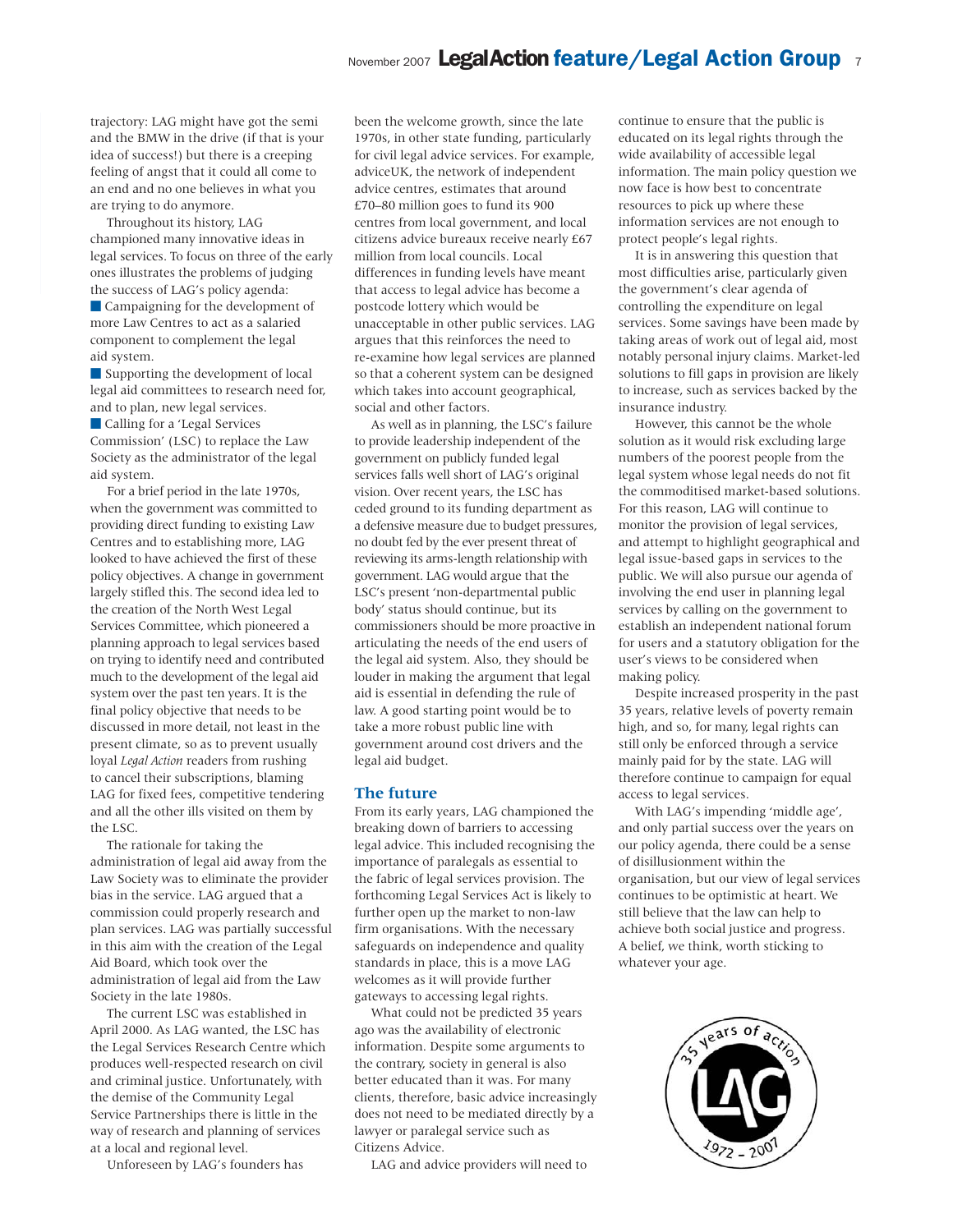trajectory: LAG might have got the semi and the BMW in the drive (if that is your idea of success!) but there is a creeping feeling of angst that it could all come to an end and no one believes in what you are trying to do anymore.

Throughout its history, LAG championed many innovative ideas in legal services. To focus on three of the early ones illustrates the problems of judging the success of LAG's policy agenda:

- Campaigning for the development of more Law Centres to act as a salaried component to complement the legal aid system.
- Supporting the development of local legal aid committees to research need for, and to plan, new legal services.
- Calling for a 'Legal Services Commission' (LSC) to replace the Law Society as the administrator of the legal aid system.

For a brief period in the late 1970s, when the government was committed to providing direct funding to existing Law Centres and to establishing more, LAG looked to have achieved the first of these policy objectives. A change in government largely stifled this. The second idea led to the creation of the North West Legal Services Committee, which pioneered a planning approach to legal services based on trying to identify need and contributed much to the development of the legal aid system over the past ten years. It is the final policy objective that needs to be discussed in more detail, not least in the present climate, so as to prevent usually loyal *Legal Action* readers from rushing to cancel their subscriptions, blaming LAG for fixed fees, competitive tendering and all the other ills visited on them by the LSC.

The rationale for taking the administration of legal aid away from the Law Society was to eliminate the provider bias in the service. LAG argued that a commission could properly research and plan services. LAG was partially successful in this aim with the creation of the Legal Aid Board, which took over the administration of legal aid from the Law Society in the late 1980s.

The current LSC was established in April 2000. As LAG wanted, the LSC has the Legal Services Research Centre which produces well-respected research on civil and criminal justice. Unfortunately, with the demise of the Community Legal Service Partnerships there is little in the way of research and planning of services at a local and regional level.

Unforeseen by LAG's founders has been the welcome growth, since the late 1970s, in other state funding, particularly for civil legal advice services. For example, adviceUK, the network of independent advice centres, estimates that around £70–80 million goes to fund its 900 centres from local government, and local citizens advice bureaux receive nearly £67 million from local councils. Local differences in funding levels have meant that access to legal advice has become a postcode lottery which would be unacceptable in other public services. LAG argues that this reinforces the need to re-examine how legal services are planned so that a coherent system can be designed which takes into account geographical, social and other factors.

As well as in planning, the LSC's failure to provide leadership independent of the government on publicly funded legal services falls well short of LAG's original vision. Over recent years, the LSC has ceded ground to its funding department as a defensive measure due to budget pressures, no doubt fed by the ever present threat of reviewing its arms-length relationship with government. LAG would argue that the LSC's present 'non-departmental public body' status should continue, but its commissioners should be more proactive in articulating the needs of the end users of the legal aid system. Also, they should be louder in making the argument that legal aid is essential in defending the rule of law. A good starting point would be to take a more robust public line with government around cost drivers and the legal aid budget.

## The future

From its early years, LAG championed the breaking down of barriers to accessing legal advice. This included recognising the importance of paralegals as essential to the fabric of legal services provision. The forthcoming Legal Services Act is likely to further open up the market to non-law firm organisations. With the necessary safeguards on independence and quality standards in place, this is a move LAG welcomes as it will provide further gateways to accessing legal rights.

What could not be predicted 35 years ago was the availability of electronic information. Despite some arguments to the contrary, society in general is also better educated than it was. For many clients, therefore, basic advice increasingly does not need to be mediated directly by a lawyer or paralegal service such as Citizens Advice.

LAG and advice providers will need to continue to ensure that the public is educated on its legal rights through the wide availability of accessible legal information. The main policy question we now face is how best to concentrate resources to pick up where these information services are not enough to protect people's legal rights.

It is in answering this question that most difficulties arise, particularly given the government's clear agenda of controlling the expenditure on legal services. Some savings have been made by taking areas of work out of legal aid, most notably personal injury claims. Market-led solutions to fill gaps in provision are likely to increase, such as services backed by the insurance industry.

However, this cannot be the whole solution as it would risk excluding large numbers of the poorest people from the legal system whose legal needs do not fit the commoditised market-based solutions. For this reason, LAG will continue to monitor the provision of legal services, and attempt to highlight geographical and legal issue-based gaps in services to the public. We will also pursue our agenda of involving the end user in planning legal services by calling on the government to establish an independent national forum for users and a statutory obligation for the user's views to be considered when making policy.

Despite increased prosperity in the past 35 years, relative levels of poverty remain high, and so, for many, legal rights can still only be enforced through a service mainly paid for by the state. LAG will therefore continue to campaign for equal access to legal services.

With LAG's impending 'middle age', and only partial success over the years on our policy agenda, there could be a sense of disillusionment within the organisation, but our view of legal services continues to be optimistic at heart. We still believe that the law can help to achieve both social justice and progress. A belief, we think, worth sticking to whatever your age.

35 years of action
LAG
1972 – 2007